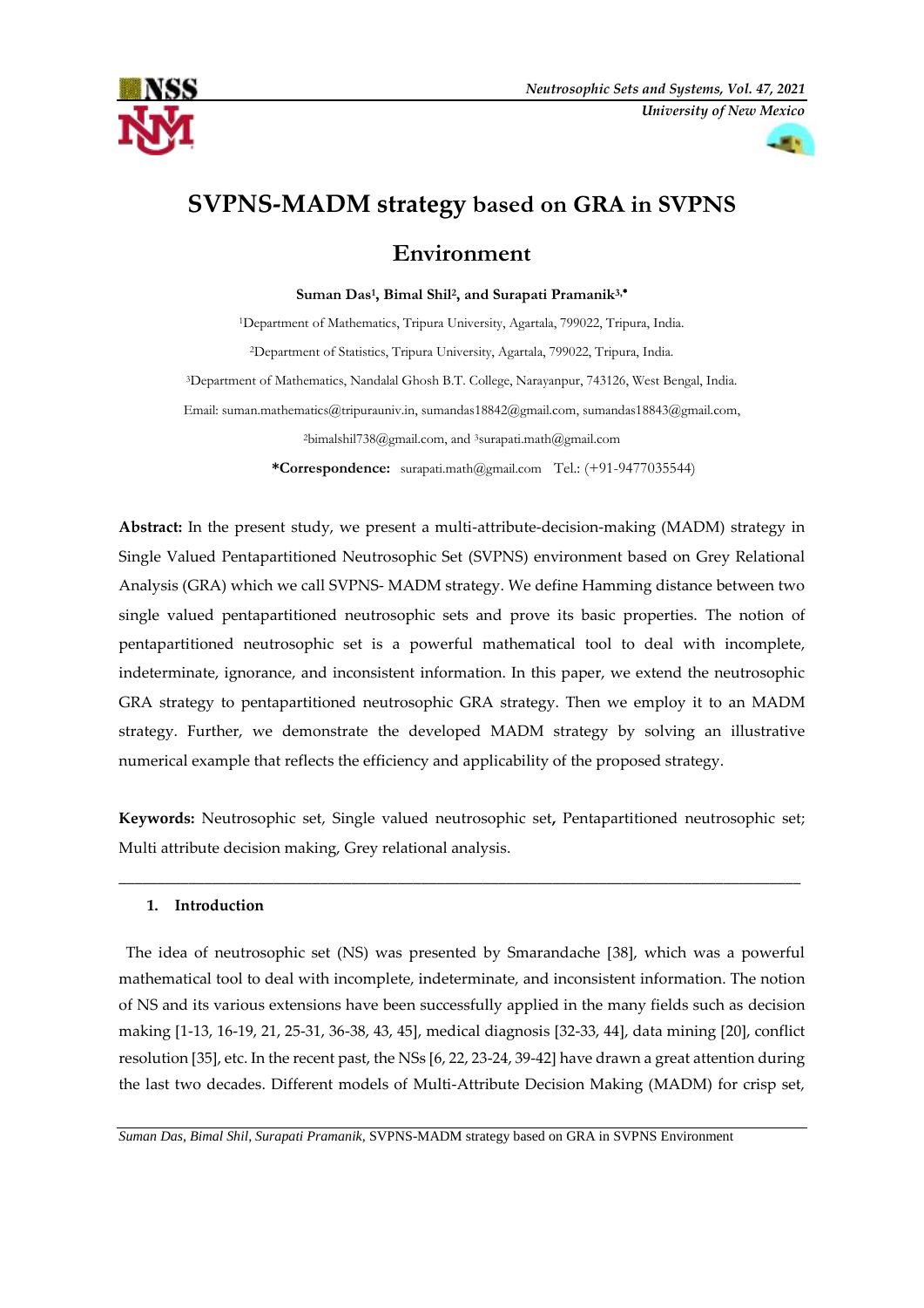# SVPNS-MADM strategy based on GRA in SVPNS Environment

**Suman Das[1], Bimal Shil[2], and Surapati Pramanik[3,*]**

[1]Department of Mathematics, Tripura University, Agartala, 799022, Tripura, India.

[2]Department of Statistics, Tripura University, Agartala, 799022, Tripura, India.

[3]Department of Mathematics, Nandalal Ghosh B.T. College, Narayanpur, 743126, West Bengal, India.

Email: suman.mathematics@tripurauniv.in, sumandas18842@gmail.com, sumandas18843@gmail.com, [2]bimalshil738@gmail.com, and [3]surapati.math@gmail.com

**\*Correspondence:** surapati.math@gmail.com Tel.: (+91-9477035544)

**Abstract:** In the present study, we present a multi-attribute-decision-making (MADM) strategy in Single Valued Pentapartitioned Neutrosophic Set (SVPNS) environment based on Grey Relational Analysis (GRA) which we call SVPNS- MADM strategy. We define Hamming distance between two single valued pentapartitioned neutrosophic sets and prove its basic properties. The notion of pentapartitioned neutrosophic set is a powerful mathematical tool to deal with incomplete, indeterminate, ignorance, and inconsistent information. In this paper, we extend the neutrosophic GRA strategy to pentapartitioned neutrosophic GRA strategy. Then we employ it to an MADM strategy. Further, we demonstrate the developed MADM strategy by solving an illustrative numerical example that reflects the efficiency and applicability of the proposed strategy.

**Keywords:** Neutrosophic set, Single valued neutrosophic set**,** Pentapartitioned neutrosophic set; Multi attribute decision making, Grey relational analysis.

---

## 1. Introduction

The idea of neutrosophic set (NS) was presented by Smarandache [38], which was a powerful mathematical tool to deal with incomplete, indeterminate, and inconsistent information. The notion of NS and its various extensions have been successfully applied in the many fields such as decision making [1-13, 16-19, 21, 25-31, 36-38, 43, 45], medical diagnosis [32-33, 44], data mining [20], conflict resolution [35], etc. In the recent past, the NSs [6, 22, 23-24, 39-42] have drawn a great attention during the last two decades. Different models of Multi-Attribute Decision Making (MADM) for crisp set,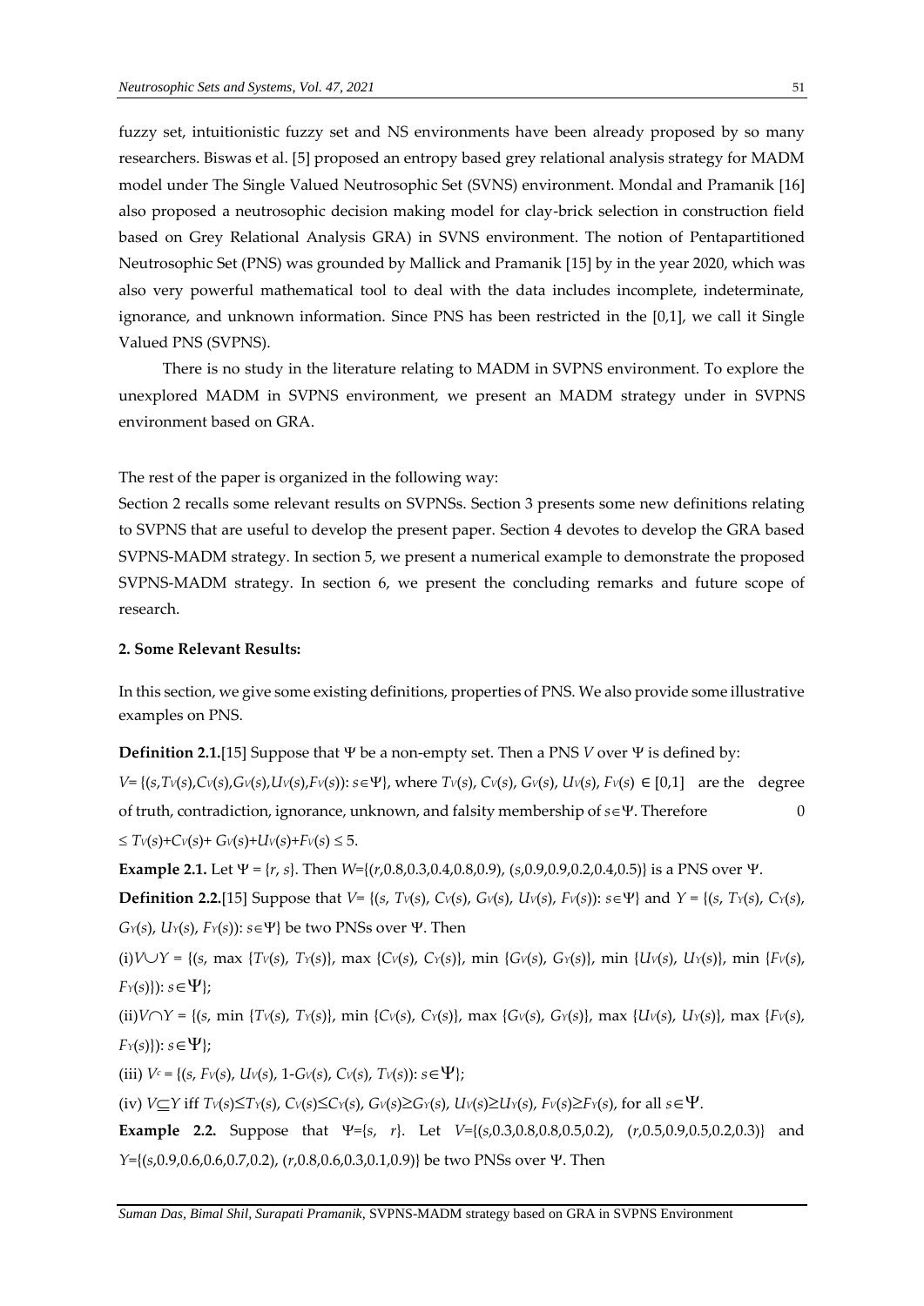fuzzy set, intuitionistic fuzzy set and NS environments have been already proposed by so many researchers. Biswas et al. [5] proposed an entropy based grey relational analysis strategy for MADM model under The Single Valued Neutrosophic Set (SVNS) environment. Mondal and Pramanik [16] also proposed a neutrosophic decision making model for clay-brick selection in construction field based on Grey Relational Analysis GRA) in SVNS environment. The notion of Pentapartitioned Neutrosophic Set (PNS) was grounded by Mallick and Pramanik [15] by in the year 2020, which was also very powerful mathematical tool to deal with the data includes incomplete, indeterminate, ignorance, and unknown information. Since PNS has been restricted in the [0,1], we call it Single Valued PNS (SVPNS).

There is no study in the literature relating to MADM in SVPNS environment. To explore the unexplored MADM in SVPNS environment, we present an MADM strategy under in SVPNS environment based on GRA.

The rest of the paper is organized in the following way:

Section 2 recalls some relevant results on SVPNSs. Section 3 presents some new definitions relating to SVPNS that are useful to develop the present paper. Section 4 devotes to develop the GRA based SVPNS-MADM strategy. In section 5, we present a numerical example to demonstrate the proposed SVPNS-MADM strategy. In section 6, we present the concluding remarks and future scope of research.

**2. Some Relevant Results:**

In this section, we give some existing definitions, properties of PNS. We also provide some illustrative examples on PNS.

**Definition 2.1.**[15] Suppose that $\Psi$ be a non-empty set. Then a PNS $V$ over $\Psi$ is defined by:

$V=\{(s,T_V(s),C_V(s),G_V(s),U_V(s),F_V(s)): s\in\Psi\}$, where $T_V(s)$, $C_V(s)$, $G_V(s)$, $U_V(s)$, $F_V(s) \in [0,1]$ are the degree of truth, contradiction, ignorance, unknown, and falsity membership of $s\in\Psi$. Therefore $0 \leq T_V(s)+C_V(s)+G_V(s)+U_V(s)+F_V(s) \leq 5$.

**Example 2.1.** Let $\Psi = \{r, s\}$. Then $W=\{(r,0.8,0.3,0.4,0.8,0.9), (s,0.9,0.9,0.2,0.4,0.5)\}$ is a PNS over $\Psi$.

**Definition 2.2.**[15] Suppose that $V=\{(s, T_V(s), C_V(s), G_V(s), U_V(s), F_V(s)): s\in\Psi\}$ and $Y = \{(s, T_Y(s), C_Y(s), G_Y(s), U_Y(s), F_Y(s)): s\in\Psi\}$ be two PNSs over $\Psi$. Then

(i) $V\cup Y = \{(s, \max\{T_V(s), T_Y(s)\}, \max\{C_V(s), C_Y(s)\}, \min\{G_V(s), G_Y(s)\}, \min\{U_V(s), U_Y(s)\}, \min\{F_V(s), F_Y(s)\}): s\in\Psi\}$;

(ii) $V\cap Y = \{(s, \min\{T_V(s), T_Y(s)\}, \min\{C_V(s), C_Y(s)\}, \max\{G_V(s), G_Y(s)\}, \max\{U_V(s), U_Y(s)\}, \max\{F_V(s), F_Y(s)\}): s\in\Psi\}$;

(iii) $V^c = \{(s, F_V(s), U_V(s), 1\text{-}G_V(s), C_V(s), T_V(s)): s\in\Psi\}$;

(iv) $V\subseteq Y$ iff $T_V(s)\leq T_Y(s)$, $C_V(s)\leq C_Y(s)$, $G_V(s)\geq G_Y(s)$, $U_V(s)\geq U_Y(s)$, $F_V(s)\geq F_Y(s)$, for all $s\in\Psi$.

**Example 2.2.** Suppose that $\Psi=\{s, r\}$. Let $V=\{(s,0.3,0.8,0.8,0.5,0.2), (r,0.5,0.9,0.5,0.2,0.3)\}$ and $Y=\{(s,0.9,0.6,0.6,0.7,0.2), (r,0.8,0.6,0.3,0.1,0.9)\}$ be two PNSs over $\Psi$. Then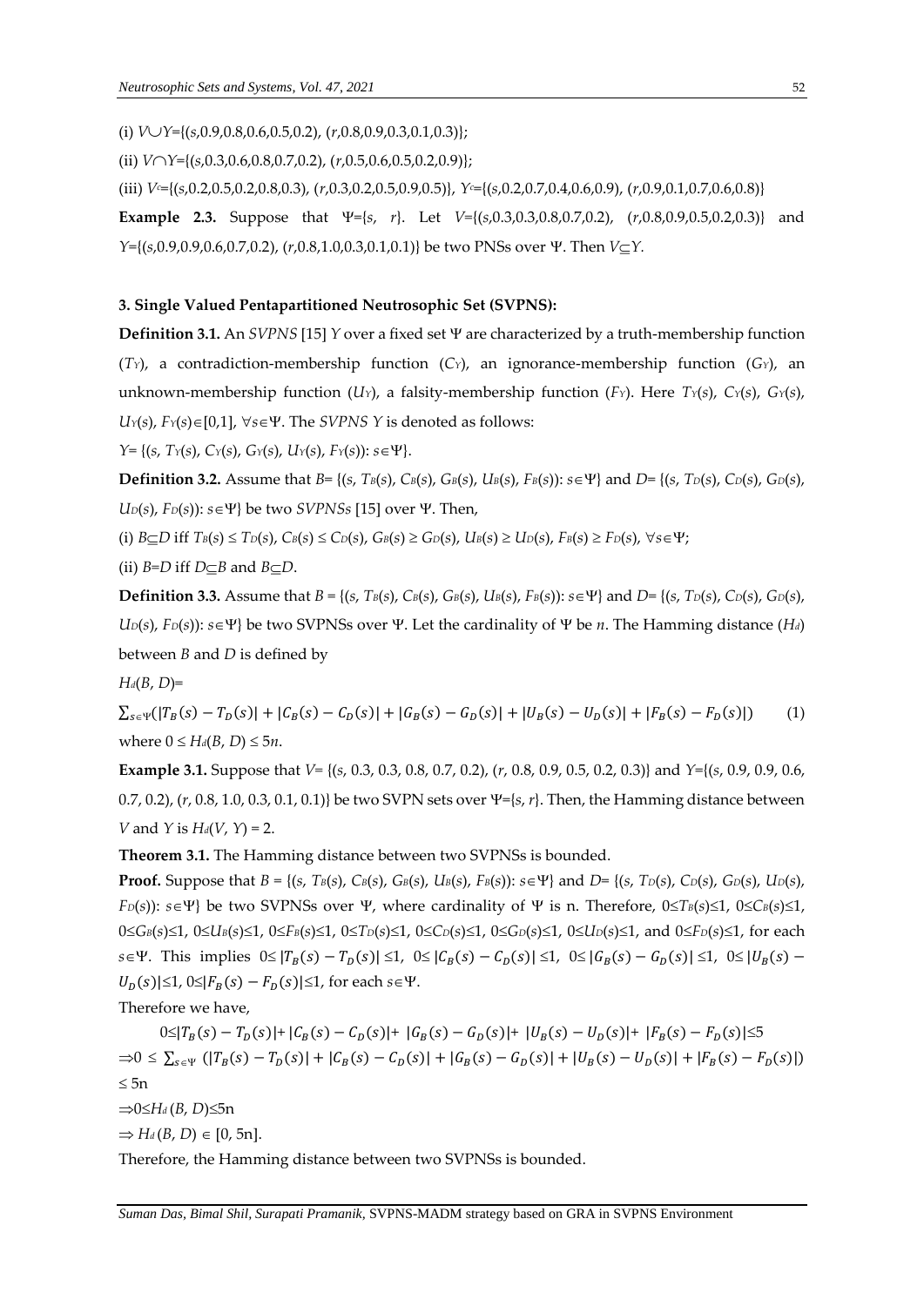(i) $V \cup Y$={($s$,0.9,0.8,0.6,0.5,0.2), ($r$,0.8,0.9,0.3,0.1,0.3)};

(ii) $V \cap Y$={($s$,0.3,0.6,0.8,0.7,0.2), ($r$,0.5,0.6,0.5,0.2,0.9)};

(iii) $V^c$={($s$,0.2,0.5,0.2,0.8,0.3), ($r$,0.3,0.2,0.5,0.9,0.5)}, $Y^c$={($s$,0.2,0.7,0.4,0.6,0.9), ($r$,0.9,0.1,0.7,0.6,0.8)}

**Example 2.3.** Suppose that Ψ={$s$, $r$}. Let $V$={($s$,0.3,0.3,0.8,0.7,0.2), ($r$,0.8,0.9,0.5,0.2,0.3)} and $Y$={($s$,0.9,0.9,0.6,0.7,0.2), ($r$,0.8,1.0,0.3,0.1,0.1)} be two PNSs over Ψ. Then $V \subseteq Y$.

### 3. Single Valued Pentapartitioned Neutrosophic Set (SVPNS):

**Definition 3.1.** An *SVPNS* [15] $Y$ over a fixed set Ψ are characterized by a truth-membership function ($T_Y$), a contradiction-membership function ($C_Y$), an ignorance-membership function ($G_Y$), an unknown-membership function ($U_Y$), a falsity-membership function ($F_Y$). Here $T_Y(s)$, $C_Y(s)$, $G_Y(s)$, $U_Y(s)$, $F_Y(s) \in [0,1]$, $\forall s \in \Psi$. The *SVPNS* $Y$ is denoted as follows:

$Y$= {($s$, $T_Y(s)$, $C_Y(s)$, $G_Y(s)$, $U_Y(s)$, $F_Y(s)$): $s \in \Psi$}.

**Definition 3.2.** Assume that $B$= {($s$, $T_B(s)$, $C_B(s)$, $G_B(s)$, $U_B(s)$, $F_B(s)$): $s \in \Psi$} and $D$= {($s$, $T_D(s)$, $C_D(s)$, $G_D(s)$, $U_D(s)$, $F_D(s)$): $s \in \Psi$} be two *SVPNSs* [15] over Ψ. Then,

(i) $B \subseteq D$ iff $T_B(s) \leq T_D(s)$, $C_B(s) \leq C_D(s)$, $G_B(s) \geq G_D(s)$, $U_B(s) \geq U_D(s)$, $F_B(s) \geq F_D(s)$, $\forall s \in \Psi$;

(ii) $B$=$D$ iff $D \subseteq B$ and $B \subseteq D$.

**Definition 3.3.** Assume that $B$ = {($s$, $T_B(s)$, $C_B(s)$, $G_B(s)$, $U_B(s)$, $F_B(s)$): $s \in \Psi$} and $D$= {($s$, $T_D(s)$, $C_D(s)$, $G_D(s)$, $U_D(s)$, $F_D(s)$): $s \in \Psi$} be two SVPNSs over Ψ. Let the cardinality of Ψ be $n$. The Hamming distance ($H_d$) between $B$ and $D$ is defined by

$H_d(B, D)$=

$$\sum_{s \in \Psi}(|T_B(s) - T_D(s)| + |C_B(s) - C_D(s)| + |G_B(s) - G_D(s)| + |U_B(s) - U_D(s)| + |F_B(s) - F_D(s)|) \qquad (1)$$

where $0 \leq H_d(B, D) \leq 5n$.

**Example 3.1.** Suppose that $V$= {($s$, 0.3, 0.3, 0.8, 0.7, 0.2), ($r$, 0.8, 0.9, 0.5, 0.2, 0.3)} and $Y$={($s$, 0.9, 0.9, 0.6, 0.7, 0.2), ($r$, 0.8, 1.0, 0.3, 0.1, 0.1)} be two SVPN sets over Ψ={$s$, $r$}. Then, the Hamming distance between $V$ and $Y$ is $H_d(V, Y)$ = 2.

**Theorem 3.1.** The Hamming distance between two SVPNSs is bounded.

**Proof.** Suppose that $B$ = {($s$, $T_B(s)$, $C_B(s)$, $G_B(s)$, $U_B(s)$, $F_B(s)$): $s \in \Psi$} and $D$= {($s$, $T_D(s)$, $C_D(s)$, $G_D(s)$, $U_D(s)$, $F_D(s)$): $s \in \Psi$} be two SVPNSs over Ψ, where cardinality of Ψ is n. Therefore, $0 \leq T_B(s) \leq 1$, $0 \leq C_B(s) \leq 1$, $0 \leq G_B(s) \leq 1$, $0 \leq U_B(s) \leq 1$, $0 \leq F_B(s) \leq 1$, $0 \leq T_D(s) \leq 1$, $0 \leq C_D(s) \leq 1$, $0 \leq G_D(s) \leq 1$, $0 \leq U_D(s) \leq 1$, and $0 \leq F_D(s) \leq 1$, for each $s \in \Psi$. This implies $0 \leq |T_B(s) - T_D(s)| \leq 1$, $0 \leq |C_B(s) - C_D(s)| \leq 1$, $0 \leq |G_B(s) - G_D(s)| \leq 1$, $0 \leq |U_B(s) - U_D(s)| \leq 1$, $0 \leq |F_B(s) - F_D(s)| \leq 1$, for each $s \in \Psi$.

Therefore we have,

$$0 \leq |T_B(s) - T_D(s)| + |C_B(s) - C_D(s)| + |G_B(s) - G_D(s)| + |U_B(s) - U_D(s)| + |F_B(s) - F_D(s)| \leq 5$$

$$\Rightarrow 0 \leq \sum_{s \in \Psi} (|T_B(s) - T_D(s)| + |C_B(s) - C_D(s)| + |G_B(s) - G_D(s)| + |U_B(s) - U_D(s)| + |F_B(s) - F_D(s)|) \leq 5n$$

$\Rightarrow 0 \leq H_d(B, D) \leq 5n$

$\Rightarrow H_d(B, D) \in [0, 5n]$.

Therefore, the Hamming distance between two SVPNSs is bounded.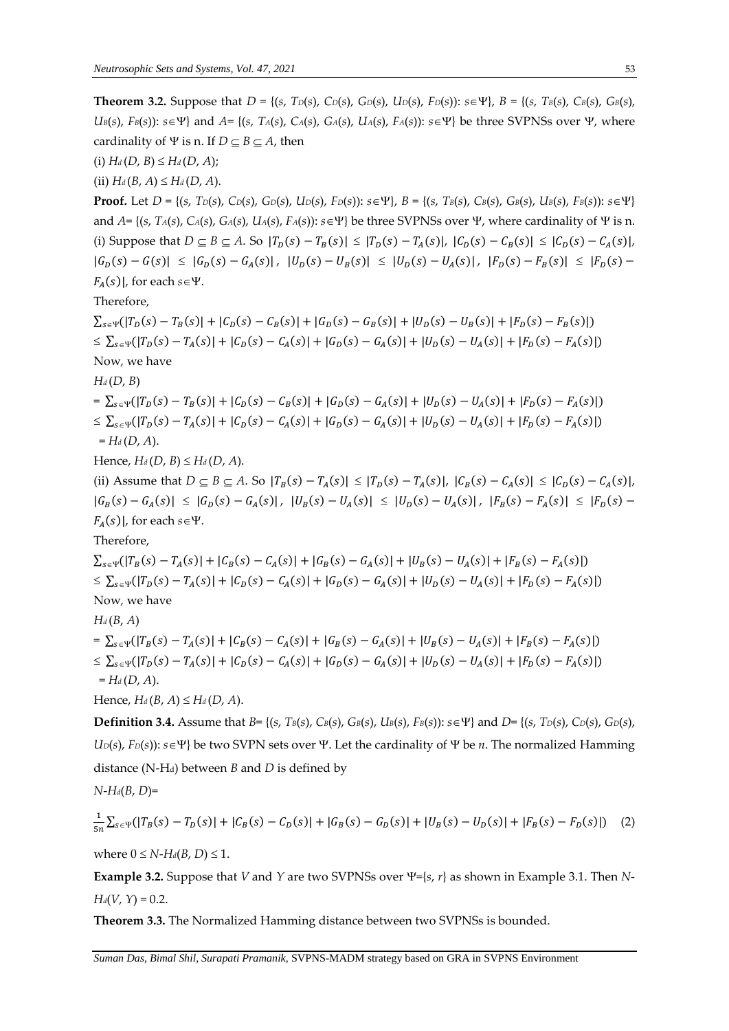**Theorem 3.2.** Suppose that $D = \{(s, T_D(s), C_D(s), G_D(s), U_D(s), F_D(s)): s \in \Psi\}$, $B = \{(s, T_B(s), C_B(s), G_B(s), U_B(s), F_B(s)): s \in \Psi\}$ and $A = \{(s, T_A(s), C_A(s), G_A(s), U_A(s), F_A(s)): s \in \Psi\}$ be three SVPNSs over $\Psi$, where cardinality of $\Psi$ is n. If $D \subseteq B \subseteq A$, then

(i) $H_d(D, B) \leq H_d(D, A)$;

(ii) $H_d(B, A) \leq H_d(D, A)$.

**Proof.** Let $D = \{(s, T_D(s), C_D(s), G_D(s), U_D(s), F_D(s)): s \in \Psi\}$, $B = \{(s, T_B(s), C_B(s), G_B(s), U_B(s), F_B(s)): s \in \Psi\}$ and $A = \{(s, T_A(s), C_A(s), G_A(s), U_A(s), F_A(s)): s \in \Psi\}$ be three SVPNSs over $\Psi$, where cardinality of $\Psi$ is n.

(i) Suppose that $D \subseteq B \subseteq A$. So $|T_D(s) - T_B(s)| \leq |T_D(s) - T_A(s)|$, $|C_D(s) - C_B(s)| \leq |C_D(s) - C_A(s)|$, $|G_D(s) - G(s)| \leq |G_D(s) - G_A(s)|$, $|U_D(s) - U_B(s)| \leq |U_D(s) - U_A(s)|$, $|F_D(s) - F_B(s)| \leq |F_D(s) - F_A(s)|$, for each $s \in \Psi$.

Therefore,

$$\sum_{s\in\Psi}(|T_D(s) - T_B(s)| + |C_D(s) - C_B(s)| + |G_D(s) - G_B(s)| + |U_D(s) - U_B(s)| + |F_D(s) - F_B(s)|)$$
$$\leq \sum_{s\in\Psi}(|T_D(s) - T_A(s)| + |C_D(s) - C_A(s)| + |G_D(s) - G_A(s)| + |U_D(s) - U_A(s)| + |F_D(s) - F_A(s)|)$$

Now, we have

$H_d(D, B)$

$$= \sum_{s\in\Psi}(|T_D(s) - T_B(s)| + |C_D(s) - C_B(s)| + |G_D(s) - G_A(s)| + |U_D(s) - U_A(s)| + |F_D(s) - F_A(s)|)$$
$$\leq \sum_{s\in\Psi}(|T_D(s) - T_A(s)| + |C_D(s) - C_A(s)| + |G_D(s) - G_A(s)| + |U_D(s) - U_A(s)| + |F_D(s) - F_A(s)|)$$
$$= H_d(D, A).$$

Hence, $H_d(D, B) \leq H_d(D, A)$.

(ii) Assume that $D \subseteq B \subseteq A$. So $|T_B(s) - T_A(s)| \leq |T_D(s) - T_A(s)|$, $|C_B(s) - C_A(s)| \leq |C_D(s) - C_A(s)|$, $|G_B(s) - G_A(s)| \leq |G_D(s) - G_A(s)|$, $|U_B(s) - U_A(s)| \leq |U_D(s) - U_A(s)|$, $|F_B(s) - F_A(s)| \leq |F_D(s) - F_A(s)|$, for each $s \in \Psi$.

Therefore,

$$\sum_{s\in\Psi}(|T_B(s) - T_A(s)| + |C_B(s) - C_A(s)| + |G_B(s) - G_A(s)| + |U_B(s) - U_A(s)| + |F_B(s) - F_A(s)|)$$
$$\leq \sum_{s\in\Psi}(|T_D(s) - T_A(s)| + |C_D(s) - C_A(s)| + |G_D(s) - G_A(s)| + |U_D(s) - U_A(s)| + |F_D(s) - F_A(s)|)$$

Now, we have

$H_d(B, A)$

$$= \sum_{s\in\Psi}(|T_B(s) - T_A(s)| + |C_B(s) - C_A(s)| + |G_B(s) - G_A(s)| + |U_B(s) - U_A(s)| + |F_B(s) - F_A(s)|)$$
$$\leq \sum_{s\in\Psi}(|T_D(s) - T_A(s)| + |C_D(s) - C_A(s)| + |G_D(s) - G_A(s)| + |U_D(s) - U_A(s)| + |F_D(s) - F_A(s)|)$$
$$= H_d(D, A).$$

Hence, $H_d(B, A) \leq H_d(D, A)$.

**Definition 3.4.** Assume that $B = \{(s, T_B(s), C_B(s), G_B(s), U_B(s), F_B(s)): s \in \Psi\}$ and $D = \{(s, T_D(s), C_D(s), G_D(s), U_D(s), F_D(s)): s \in \Psi\}$ be two SVPN sets over $\Psi$. Let the cardinality of $\Psi$ be $n$. The normalized Hamming distance (N-$H_d$) between $B$ and $D$ is defined by

$N\text{-}H_d(B, D)$=

$$\frac{1}{5n}\sum_{s\in\Psi}(|T_B(s) - T_D(s)| + |C_B(s) - C_D(s)| + |G_B(s) - G_D(s)| + |U_B(s) - U_D(s)| + |F_B(s) - F_D(s)|) \quad (2)$$

where $0 \leq N\text{-}H_d(B, D) \leq 1$.

**Example 3.2.** Suppose that $V$ and $Y$ are two SVPNSs over $\Psi = \{s, r\}$ as shown in Example 3.1. Then $N\text{-}H_d(V, Y) = 0.2$.

**Theorem 3.3.** The Normalized Hamming distance between two SVPNSs is bounded.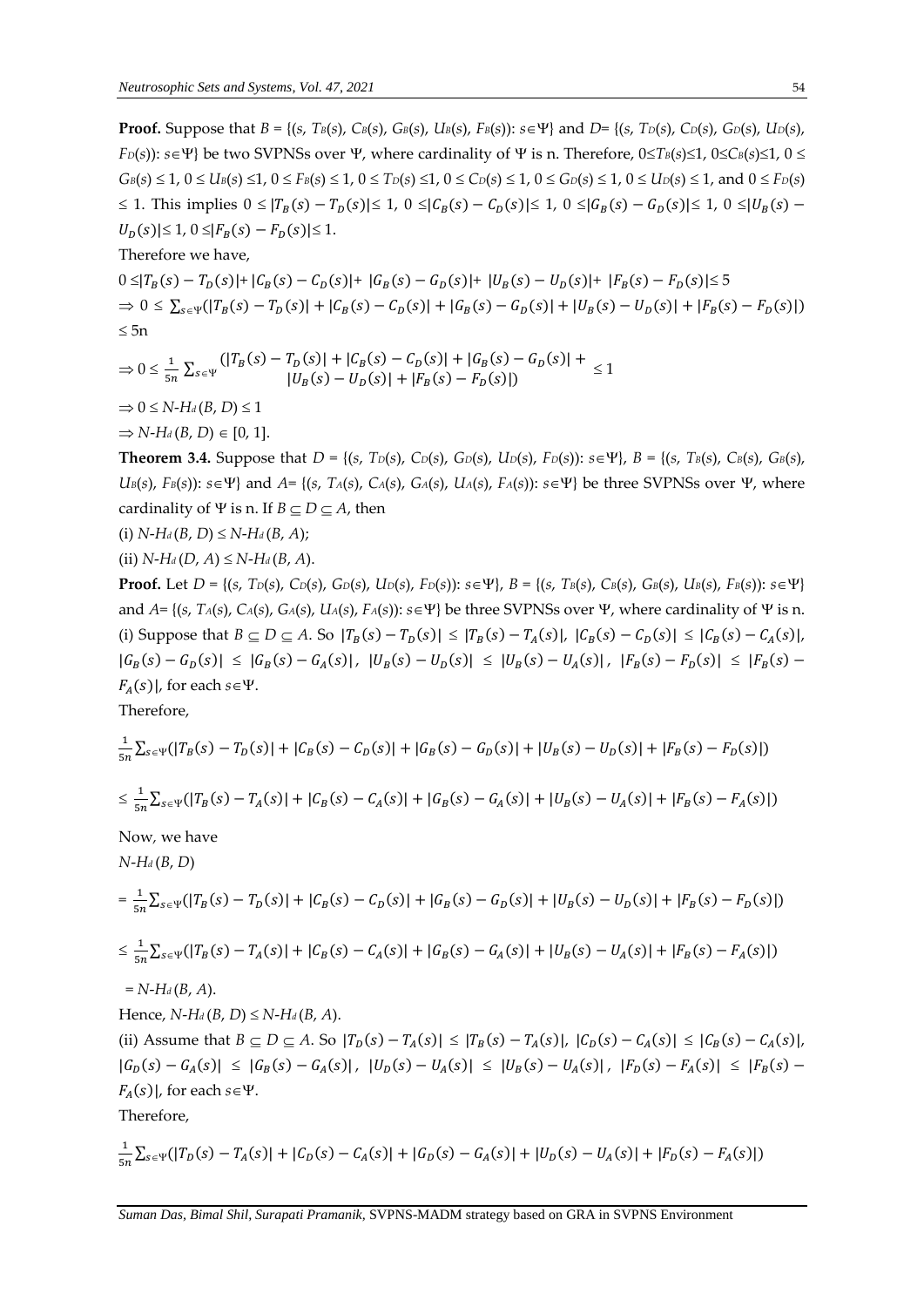**Proof.** Suppose that $B$ = {($s$, $T_B(s)$, $C_B(s)$, $G_B(s)$, $U_B(s)$, $F_B(s)$): $s\in\Psi$} and $D$= {($s$, $T_D(s)$, $C_D(s)$, $G_D(s)$, $U_D(s)$, $F_D(s)$): $s\in\Psi$} be two SVPNSs over $\Psi$, where cardinality of $\Psi$ is n. Therefore, $0\le T_B(s)\le 1$, $0\le C_B(s)\le 1$, $0 \le G_B(s) \le 1$, $0 \le U_B(s) \le 1$, $0 \le F_B(s) \le 1$, $0 \le T_D(s) \le 1$, $0 \le C_D(s) \le 1$, $0 \le G_D(s) \le 1$, $0 \le U_D(s) \le 1$, and $0 \le F_D(s) \le 1$. This implies $0 \le |T_B(s) - T_D(s)| \le 1$, $0 \le |C_B(s) - C_D(s)| \le 1$, $0 \le |G_B(s) - G_D(s)| \le 1$, $0 \le |U_B(s) - U_D(s)| \le 1$, $0 \le |F_B(s) - F_D(s)| \le 1$.

Therefore we have,

$0 \le |T_B(s) - T_D(s)| + |C_B(s) - C_D(s)| + |G_B(s) - G_D(s)| + |U_B(s) - U_D(s)| + |F_B(s) - F_D(s)| \le 5$

$\Rightarrow 0 \le \sum_{s\in\Psi}(|T_B(s) - T_D(s)| + |C_B(s) - C_D(s)| + |G_B(s) - G_D(s)| + |U_B(s) - U_D(s)| + |F_B(s) - F_D(s)|) \le 5\text{n}$

$$\Rightarrow 0 \le \frac{1}{5n}\sum_{s\in\Psi}\begin{pmatrix}|T_B(s) - T_D(s)| + |C_B(s) - C_D(s)| + |G_B(s) - G_D(s)| + \\ |U_B(s) - U_D(s)| + |F_B(s) - F_D(s)|\end{pmatrix} \le 1$$

$\Rightarrow 0 \le N\text{-}H_d(B, D) \le 1$

$\Rightarrow N\text{-}H_d(B, D) \in [0, 1]$.

**Theorem 3.4.** Suppose that $D$ = {($s$, $T_D(s)$, $C_D(s)$, $G_D(s)$, $U_D(s)$, $F_D(s)$): $s\in\Psi$}, $B$ = {($s$, $T_B(s)$, $C_B(s)$, $G_B(s)$, $U_B(s)$, $F_B(s)$): $s\in\Psi$} and $A$= {($s$, $T_A(s)$, $C_A(s)$, $G_A(s)$, $U_A(s)$, $F_A(s)$): $s\in\Psi$} be three SVPNSs over $\Psi$, where cardinality of $\Psi$ is n. If $B \subseteq D \subseteq A$, then

(i) $N\text{-}H_d(B, D) \le N\text{-}H_d(B, A)$;

(ii) $N\text{-}H_d(D, A) \le N\text{-}H_d(B, A)$.

**Proof.** Let $D$ = {($s$, $T_D(s)$, $C_D(s)$, $G_D(s)$, $U_D(s)$, $F_D(s)$): $s\in\Psi$}, $B$ = {($s$, $T_B(s)$, $C_B(s)$, $G_B(s)$, $U_B(s)$, $F_B(s)$): $s\in\Psi$} and $A$= {($s$, $T_A(s)$, $C_A(s)$, $G_A(s)$, $U_A(s)$, $F_A(s)$): $s\in\Psi$} be three SVPNSs over $\Psi$, where cardinality of $\Psi$ is n.

(i) Suppose that $B \subseteq D \subseteq A$. So $|T_B(s) - T_D(s)| \le |T_B(s) - T_A(s)|$, $|C_B(s) - C_D(s)| \le |C_B(s) - C_A(s)|$, $|G_B(s) - G_D(s)| \le |G_B(s) - G_A(s)|$, $|U_B(s) - U_D(s)| \le |U_B(s) - U_A(s)|$, $|F_B(s) - F_D(s)| \le |F_B(s) - F_A(s)|$, for each $s\in\Psi$.

Therefore,

$$\frac{1}{5n}\sum_{s\in\Psi}(|T_B(s) - T_D(s)| + |C_B(s) - C_D(s)| + |G_B(s) - G_D(s)| + |U_B(s) - U_D(s)| + |F_B(s) - F_D(s)|)$$

$$\le \frac{1}{5n}\sum_{s\in\Psi}(|T_B(s) - T_A(s)| + |C_B(s) - C_A(s)| + |G_B(s) - G_A(s)| + |U_B(s) - U_A(s)| + |F_B(s) - F_A(s)|)$$

Now, we have

$N\text{-}H_d(B, D)$

$$= \frac{1}{5n}\sum_{s\in\Psi}(|T_B(s) - T_D(s)| + |C_B(s) - C_D(s)| + |G_B(s) - G_D(s)| + |U_B(s) - U_D(s)| + |F_B(s) - F_D(s)|)$$

$$\le \frac{1}{5n}\sum_{s\in\Psi}(|T_B(s) - T_A(s)| + |C_B(s) - C_A(s)| + |G_B(s) - G_A(s)| + |U_B(s) - U_A(s)| + |F_B(s) - F_A(s)|)$$

$= N\text{-}H_d(B, A)$.

Hence, $N\text{-}H_d(B, D) \le N\text{-}H_d(B, A)$.

(ii) Assume that $B \subseteq D \subseteq A$. So $|T_D(s) - T_A(s)| \le |T_B(s) - T_A(s)|$, $|C_D(s) - C_A(s)| \le |C_B(s) - C_A(s)|$, $|G_D(s) - G_A(s)| \le |G_B(s) - G_A(s)|$, $|U_D(s) - U_A(s)| \le |U_B(s) - U_A(s)|$, $|F_D(s) - F_A(s)| \le |F_B(s) - F_A(s)|$, for each $s\in\Psi$.

Therefore,

$$\frac{1}{5n}\sum_{s\in\Psi}(|T_D(s) - T_A(s)| + |C_D(s) - C_A(s)| + |G_D(s) - G_A(s)| + |U_D(s) - U_A(s)| + |F_D(s) - F_A(s)|)$$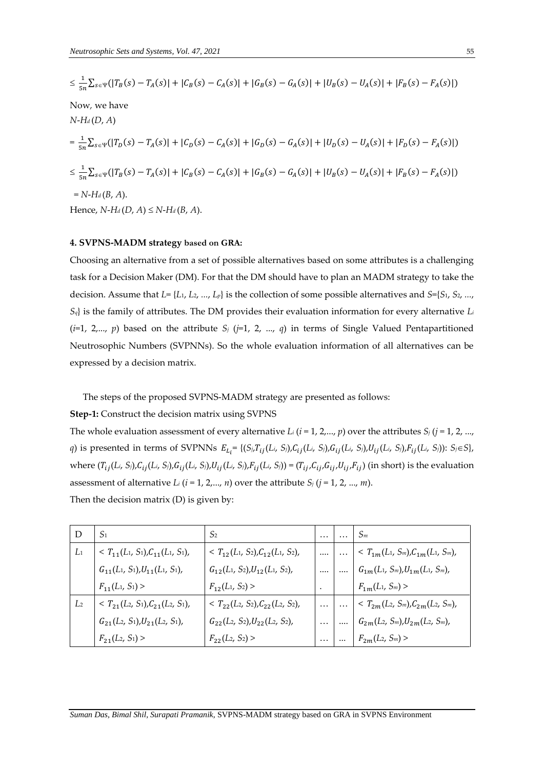$$\leq \frac{1}{5n}\sum_{s\in\Psi}(|T_B(s)-T_A(s)|+|C_B(s)-C_A(s)|+|G_B(s)-G_A(s)|+|U_B(s)-U_A(s)|+|F_B(s)-F_A(s)|)$$

Now, we have

$N\text{-}H_d(D, A)$

$$= \frac{1}{5n}\sum_{s\in\Psi}(|T_D(s)-T_A(s)|+|C_D(s)-C_A(s)|+|G_D(s)-G_A(s)|+|U_D(s)-U_A(s)|+|F_D(s)-F_A(s)|)$$

$$\leq \frac{1}{5n}\sum_{s\in\Psi}(|T_B(s)-T_A(s)|+|C_B(s)-C_A(s)|+|G_B(s)-G_A(s)|+|U_B(s)-U_A(s)|+|F_B(s)-F_A(s)|)$$

$= N\text{-}H_d(B, A)$.

Hence, $N\text{-}H_d(D, A) \leq N\text{-}H_d(B, A)$.

### 4. SVPNS-MADM strategy based on GRA:

Choosing an alternative from a set of possible alternatives based on some attributes is a challenging task for a Decision Maker (DM). For that the DM should have to plan an MADM strategy to take the decision. Assume that $L=\{L_1, L_2, \ldots, L_p\}$ is the collection of some possible alternatives and $S=\{S_1, S_2, \ldots, S_q\}$ is the family of attributes. The DM provides their evaluation information for every alternative $L_i$ ($i=1, 2, \ldots, p$) based on the attribute $S_j$ ($j=1, 2, \ldots, q$) in terms of Single Valued Pentapartitioned Neutrosophic Numbers (SVPNNs). So the whole evaluation information of all alternatives can be expressed by a decision matrix.

The steps of the proposed SVPNS-MADM strategy are presented as follows:

**Step-1:** Construct the decision matrix using SVPNS

The whole evaluation assessment of every alternative $L_i$ ($i = 1, 2, \ldots, p$) over the attributes $S_j$ ($j = 1, 2, \ldots, q$) is presented in terms of SVPNNs $E_{L_i}=\{(S_j, T_{ij}(L_i, S_j), C_{ij}(L_i, S_j), G_{ij}(L_i, S_j), U_{ij}(L_i, S_j), F_{ij}(L_i, S_j)): S_j\in S\}$, where $(T_{ij}(L_i, S_j), C_{ij}(L_i, S_j), G_{ij}(L_i, S_j), U_{ij}(L_i, S_j), F_{ij}(L_i, S_j)) = (T_{ij}, C_{ij}, G_{ij}, U_{ij}, F_{ij})$ (in short) is the evaluation assessment of alternative $L_i$ ($i = 1, 2, \ldots, n$) over the attribute $S_j$ ($j = 1, 2, \ldots, m$).

Then the decision matrix (D) is given by:

| D | $S_1$ | $S_2$ | … | … | $S_m$ |
|---|---|---|---|---|---|
| $L_1$ | $< T_{11}(L_1, S_1), C_{11}(L_1, S_1), G_{11}(L_1, S_1), U_{11}(L_1, S_1), F_{11}(L_1, S_1) >$ | $< T_{12}(L_1, S_2), C_{12}(L_1, S_2), G_{12}(L_1, S_2), U_{12}(L_1, S_2), F_{12}(L_1, S_2) >$ | .... . | … .... | $< T_{1m}(L_1, S_m), C_{1m}(L_1, S_m), G_{1m}(L_1, S_m), U_{1m}(L_1, S_m), F_{1m}(L_1, S_m) >$ |
| $L_2$ | $< T_{21}(L_2, S_1), C_{21}(L_2, S_1), G_{21}(L_2, S_1), U_{21}(L_2, S_1), F_{21}(L_2, S_1) >$ | $< T_{22}(L_2, S_2), C_{22}(L_2, S_2), G_{22}(L_2, S_2), U_{22}(L_2, S_2), F_{22}(L_2, S_2) >$ | … … … | … .... … | $< T_{2m}(L_2, S_m), C_{2m}(L_2, S_m), G_{2m}(L_2, S_m), U_{2m}(L_2, S_m), F_{2m}(L_2, S_m) >$ |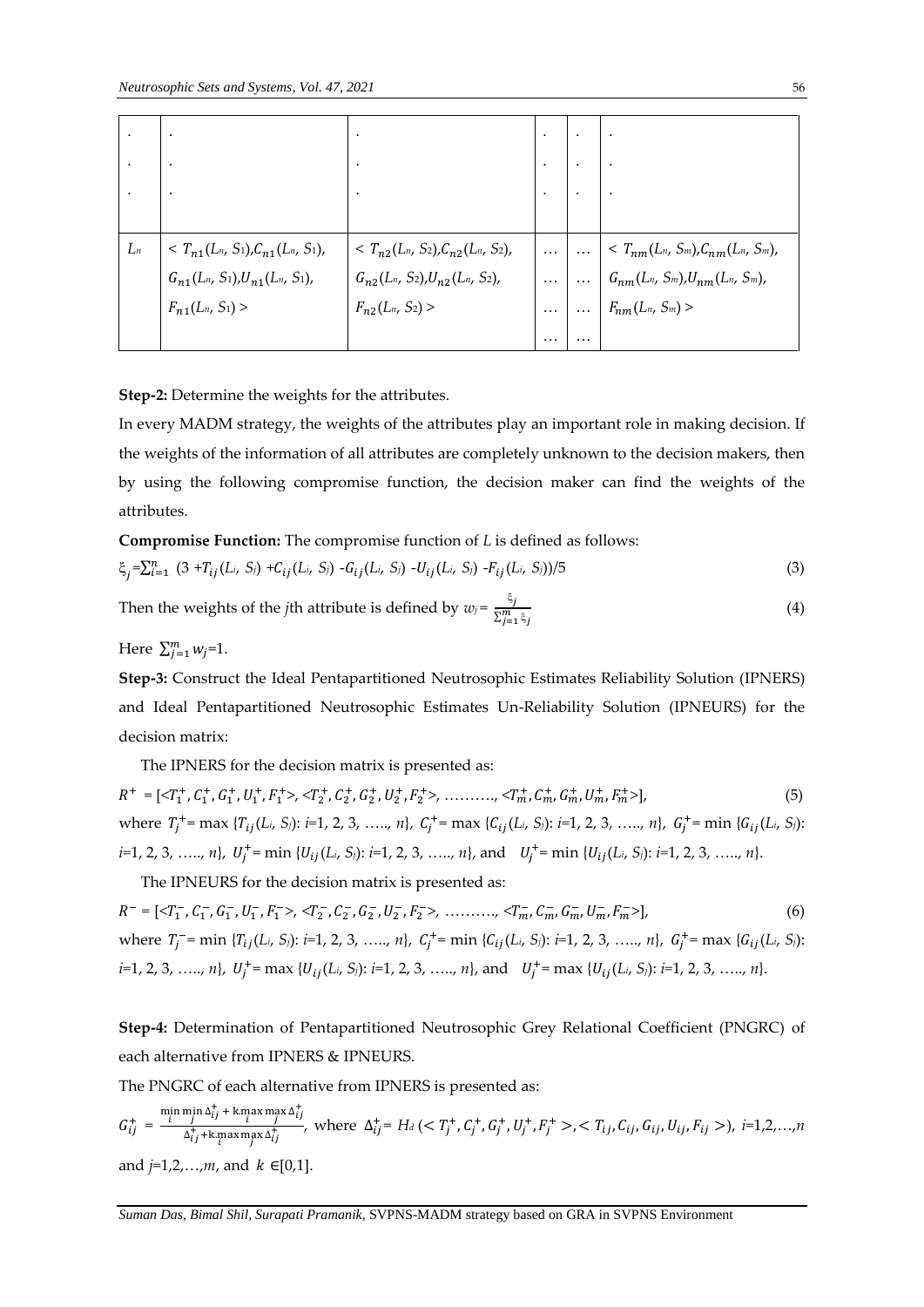| . | . | . | . | . | . |
|---|---|---|---|---|---|
| . | . | . | . | . | . |
| . | . | . | . | . | . |
| $L_n$ | $< T_{n1}(L_n, S_1), C_{n1}(L_n, S_1), G_{n1}(L_n, S_1), U_{n1}(L_n, S_1), F_{n1}(L_n, S_1) >$ | $< T_{n2}(L_n, S_2), C_{n2}(L_n, S_2), G_{n2}(L_n, S_2), U_{n2}(L_n, S_2), F_{n2}(L_n, S_2) >$ | … … … … | … … … … | $< T_{nm}(L_n, S_m), C_{nm}(L_n, S_m), G_{nm}(L_n, S_m), U_{nm}(L_n, S_m), F_{nm}(L_n, S_m) >$ |

**Step-2:** Determine the weights for the attributes.

In every MADM strategy, the weights of the attributes play an important role in making decision. If the weights of the information of all attributes are completely unknown to the decision makers, then by using the following compromise function, the decision maker can find the weights of the attributes.

**Compromise Function:** The compromise function of $L$ is defined as follows:

$$\xi_j = \sum_{i=1}^{n} (3 + T_{ij}(L_i, S_j) + C_{ij}(L_i, S_j) - G_{ij}(L_i, S_j) - U_{ij}(L_i, S_j) - F_{ij}(L_i, S_j))/5 \tag{3}$$

Then the weights of the $j$th attribute is defined by $w_j = \frac{\xi_j}{\sum_{j=1}^{m} \xi_j}$ (4)

Here $\sum_{j=1}^{m} w_j = 1$.

**Step-3:** Construct the Ideal Pentapartitioned Neutrosophic Estimates Reliability Solution (IPNERS) and Ideal Pentapartitioned Neutrosophic Estimates Un-Reliability Solution (IPNEURS) for the decision matrix:

The IPNERS for the decision matrix is presented as:

$$R^+ = [<T_1^+, C_1^+, G_1^+, U_1^+, F_1^+>, <T_2^+, C_2^+, G_2^+, U_2^+, F_2^+>, \ldots\ldots, <T_m^+, C_m^+, G_m^+, U_m^+, F_m^+>], \tag{5}$$

where $T_j^+ = \max\{T_{ij}(L_i, S_j): i=1, 2, 3, \ldots, n\}$, $C_j^+ = \max\{C_{ij}(L_i, S_j): i=1, 2, 3, \ldots, n\}$, $G_j^+ = \min\{G_{ij}(L_i, S_j): i=1, 2, 3, \ldots, n\}$, $U_j^+ = \min\{U_{ij}(L_i, S_j): i=1, 2, 3, \ldots, n\}$, and $U_j^+ = \min\{U_{ij}(L_i, S_j): i=1, 2, 3, \ldots, n\}$.

The IPNEURS for the decision matrix is presented as:

$$R^- = [<T_1^-, C_1^-, G_1^-, U_1^-, F_1^->, <T_2^-, C_2^-, G_2^-, U_2^-, F_2^->, \ldots\ldots, <T_m^-, C_m^-, G_m^-, U_m^-, F_m^->], \tag{6}$$

where $T_j^- = \min\{T_{ij}(L_i, S_j): i=1, 2, 3, \ldots, n\}$, $C_j^+ = \min\{C_{ij}(L_i, S_j): i=1, 2, 3, \ldots, n\}$, $G_j^+ = \max\{G_{ij}(L_i, S_j): i=1, 2, 3, \ldots, n\}$, $U_j^+ = \max\{U_{ij}(L_i, S_j): i=1, 2, 3, \ldots, n\}$, and $U_j^+ = \max\{U_{ij}(L_i, S_j): i=1, 2, 3, \ldots, n\}$.

**Step-4:** Determination of Pentapartitioned Neutrosophic Grey Relational Coefficient (PNGRC) of each alternative from IPNERS & IPNEURS.

The PNGRC of each alternative from IPNERS is presented as:

$G_{ij}^+ = \frac{\min_i \min_j \Delta_{ij}^+ + k.\max_i \max_j \Delta_{ij}^+}{\Delta_{ij}^+ + k.\max_i \max_j \Delta_{ij}^+}$, where $\Delta_{ij}^+ = H_d(< T_j^+, C_j^+, G_j^+, U_j^+, F_j^+ >, < T_{ij}, C_{ij}, G_{ij}, U_{ij}, F_{ij} >)$, $i=1,2,\ldots,n$ and $j=1,2,\ldots,m$, and $k \in [0,1]$.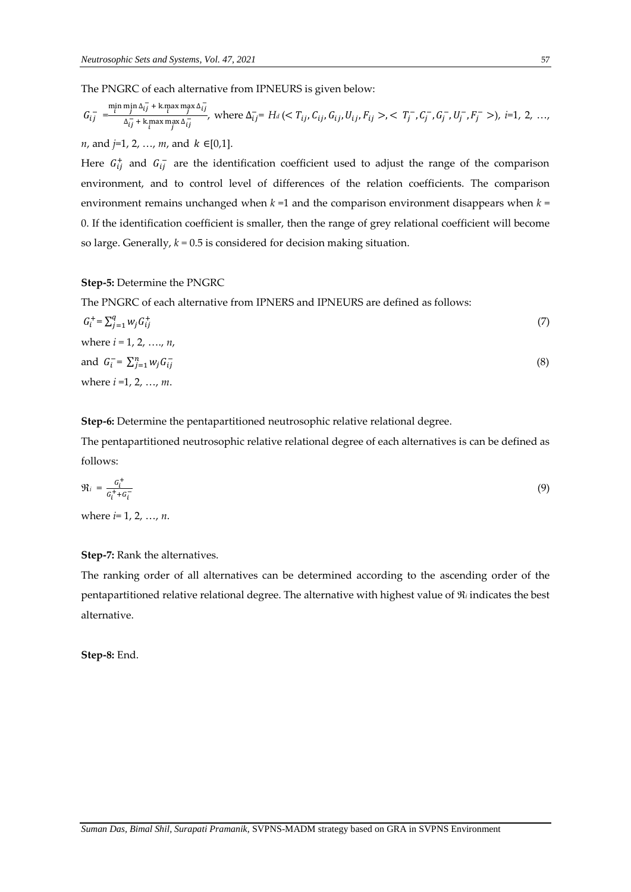The PNGRC of each alternative from IPNEURS is given below:

$G_{ij}^{-} = \frac{\min_i \min_j \Delta_{ij}^{-} + k.\max_i \max_j \Delta_{ij}^{-}}{\Delta_{ij}^{-} + k.\max_i \max_j \Delta_{ij}^{-}}$, where $\Delta_{ij}^{-} = H_d\left(< T_{ij}, C_{ij}, G_{ij}, U_{ij}, F_{ij} >, < T_j^{-}, C_j^{-}, G_j^{-}, U_j^{-}, F_j^{-} >\right)$, $i$=1, 2, …, $n$, and $j$=1, 2, …, $m$, and $k \in [0,1]$.

Here $G_{ij}^{+}$ and $G_{ij}^{-}$ are the identification coefficient used to adjust the range of the comparison environment, and to control level of differences of the relation coefficients. The comparison environment remains unchanged when $k$ =1 and the comparison environment disappears when $k$ = 0. If the identification coefficient is smaller, then the range of grey relational coefficient will become so large. Generally, $k$ = 0.5 is considered for decision making situation.

**Step-5:** Determine the PNGRC

The PNGRC of each alternative from IPNERS and IPNEURS are defined as follows:

$$G_i^{+} = \sum_{j=1}^{q} w_j G_{ij}^{+} \tag{7}$$

where $i$ = 1, 2, …., $n$,

$$\text{and } G_i^{-} = \sum_{j=1}^{n} w_j G_{ij}^{-} \tag{8}$$

where $i$ =1, 2, …, $m$.

**Step-6:** Determine the pentapartitioned neutrosophic relative relational degree.

The pentapartitioned neutrosophic relative relational degree of each alternatives is can be defined as follows:

$$\Re_i = \frac{G_i^{+}}{G_i^{+} + G_i^{-}} \tag{9}$$

where $i$= 1, 2, …, $n$.

**Step-7:** Rank the alternatives.

The ranking order of all alternatives can be determined according to the ascending order of the pentapartitioned relative relational degree. The alternative with highest value of $\Re_i$ indicates the best alternative.

**Step-8:** End.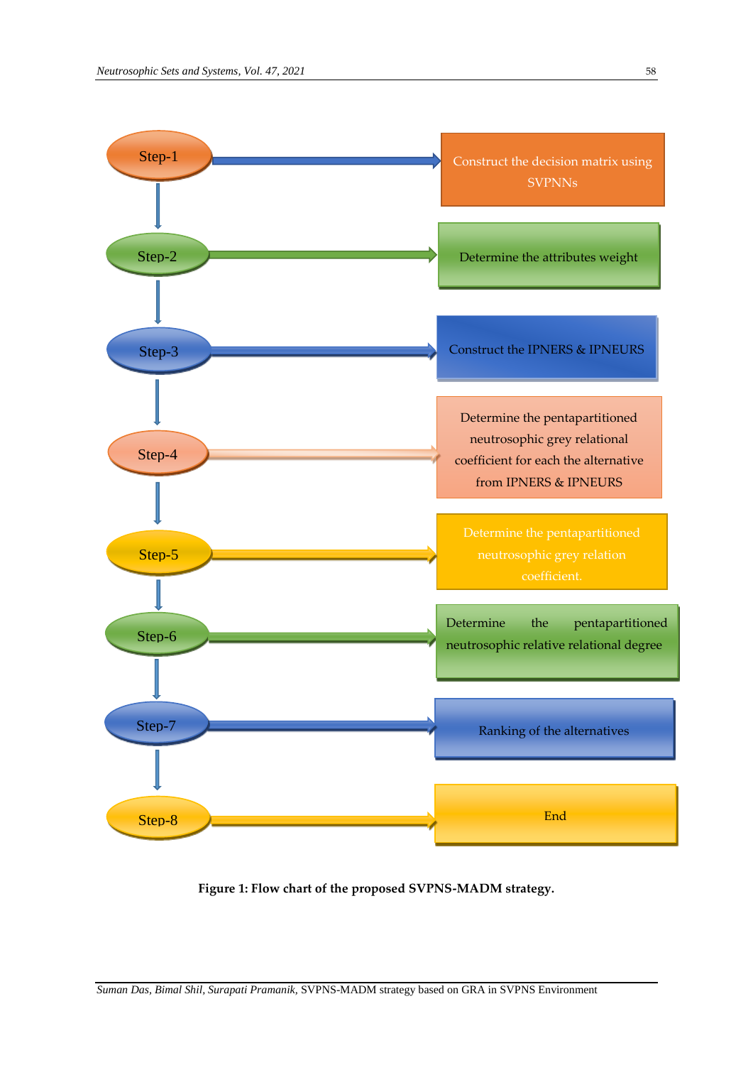Step-1 → Construct the decision matrix using SVPNNs

Step-2 → Determine the attributes weight

Step-3 → Construct the IPNERS & IPNEURS

Step-4 → Determine the pentapartitioned neutrosophic grey relational coefficient for each the alternative from IPNERS & IPNEURS

Step-5 → Determine the pentapartitioned neutrosophic grey relation coefficient.

Step-6 → Determine the pentapartitioned neutrosophic relative relational degree

Step-7 → Ranking of the alternatives

Step-8 → End

**Figure 1: Flow chart of the proposed SVPNS-MADM strategy.**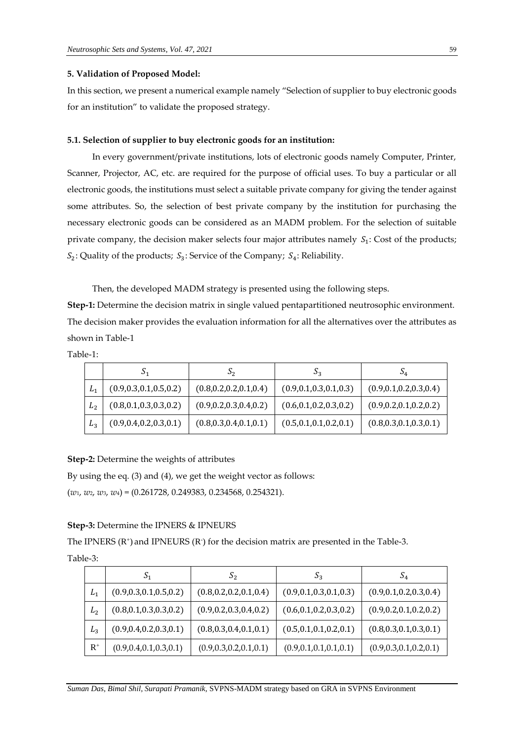### 5. Validation of Proposed Model:

In this section, we present a numerical example namely "Selection of supplier to buy electronic goods for an institution" to validate the proposed strategy.

### 5.1. Selection of supplier to buy electronic goods for an institution:

In every government/private institutions, lots of electronic goods namely Computer, Printer, Scanner, Projector, AC, etc. are required for the purpose of official uses. To buy a particular or all electronic goods, the institutions must select a suitable private company for giving the tender against some attributes. So, the selection of best private company by the institution for purchasing the necessary electronic goods can be considered as an MADM problem. For the selection of suitable private company, the decision maker selects four major attributes namely $S_1$: Cost of the products; $S_2$: Quality of the products; $S_3$: Service of the Company; $S_4$: Reliability.

Then, the developed MADM strategy is presented using the following steps.

**Step-1:** Determine the decision matrix in single valued pentapartitioned neutrosophic environment. The decision maker provides the evaluation information for all the alternatives over the attributes as shown in Table-1

Table-1:

| | $S_1$ | $S_2$ | $S_3$ | $S_4$ |
|---|---|---|---|---|
| $L_1$ | (0.9,0.3,0.1,0.5,0.2) | (0.8,0.2,0.2,0.1,0.4) | (0.9,0.1,0.3,0.1,0.3) | (0.9,0.1,0.2,0.3,0.4) |
| $L_2$ | (0.8,0.1,0.3,0.3,0.2) | (0.9,0.2,0.3,0.4,0.2) | (0.6,0.1,0.2,0.3,0.2) | (0.9,0.2,0.1,0.2,0.2) |
| $L_3$ | (0.9,0.4,0.2,0.3,0.1) | (0.8,0.3,0.4,0.1,0.1) | (0.5,0.1,0.1,0.2,0.1) | (0.8,0.3,0.1,0.3,0.1) |

**Step-2:** Determine the weights of attributes

By using the eq. (3) and (4), we get the weight vector as follows:

($w_1$, $w_2$, $w_3$, $w_4$) = (0.261728, 0.249383, 0.234568, 0.254321).

**Step-3:** Determine the IPNERS & IPNEURS

The IPNERS ($R^+$) and IPNEURS ($R^-$) for the decision matrix are presented in the Table-3.

Table-3:

| | $S_1$ | $S_2$ | $S_3$ | $S_4$ |
|---|---|---|---|---|
| $L_1$ | (0.9,0.3,0.1,0.5,0.2) | (0.8,0.2,0.2,0.1,0.4) | (0.9,0.1,0.3,0.1,0.3) | (0.9,0.1,0.2,0.3,0.4) |
| $L_2$ | (0.8,0.1,0.3,0.3,0.2) | (0.9,0.2,0.3,0.4,0.2) | (0.6,0.1,0.2,0.3,0.2) | (0.9,0.2,0.1,0.2,0.2) |
| $L_3$ | (0.9,0.4,0.2,0.3,0.1) | (0.8,0.3,0.4,0.1,0.1) | (0.5,0.1,0.1,0.2,0.1) | (0.8,0.3,0.1,0.3,0.1) |
| $R^+$ | (0.9,0.4,0.1,0.3,0.1) | (0.9,0.3,0.2,0.1,0.1) | (0.9,0.1,0.1,0.1,0.1) | (0.9,0.3,0.1,0.2,0.1) |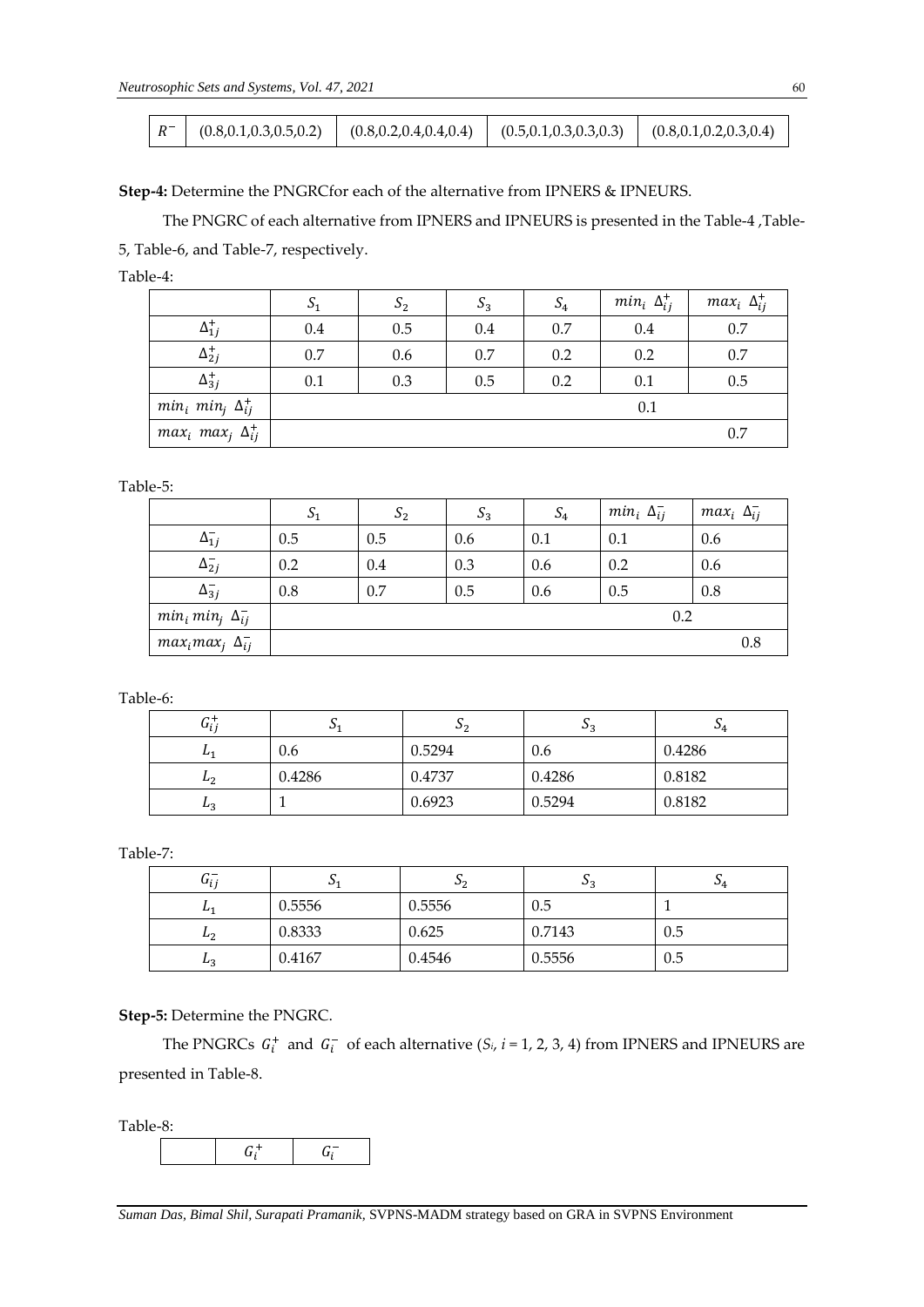| $R^-$ | (0.8,0.1,0.3,0.5,0.2) | (0.8,0.2,0.4,0.4,0.4) | (0.5,0.1,0.3,0.3,0.3) | (0.8,0.1,0.2,0.3,0.4) |
|---|---|---|---|---|

**Step-4:** Determine the PNGRCfor each of the alternative from IPNERS & IPNEURS.

The PNGRC of each alternative from IPNERS and IPNEURS is presented in the Table-4 ,Table-5, Table-6, and Table-7, respectively.

Table-4:

| | $S_1$ | $S_2$ | $S_3$ | $S_4$ | $min_i\ \Delta^+_{ij}$ | $max_i\ \Delta^+_{ij}$ |
|---|---|---|---|---|---|---|
| $\Delta^+_{1j}$ | 0.4 | 0.5 | 0.4 | 0.7 | 0.4 | 0.7 |
| $\Delta^+_{2j}$ | 0.7 | 0.6 | 0.7 | 0.2 | 0.2 | 0.7 |
| $\Delta^+_{3j}$ | 0.1 | 0.3 | 0.5 | 0.2 | 0.1 | 0.5 |
| $min_i\ min_j\ \Delta^+_{ij}$ | | | | | 0.1 | |
| $max_i\ max_j\ \Delta^+_{ij}$ | | | | | | 0.7 |

Table-5:

| | $S_1$ | $S_2$ | $S_3$ | $S_4$ | $min_i\ \Delta^-_{ij}$ | $max_i\ \Delta^-_{ij}$ |
|---|---|---|---|---|---|---|
| $\Delta^-_{1j}$ | 0.5 | 0.5 | 0.6 | 0.1 | 0.1 | 0.6 |
| $\Delta^-_{2j}$ | 0.2 | 0.4 | 0.3 | 0.6 | 0.2 | 0.6 |
| $\Delta^-_{3j}$ | 0.8 | 0.7 | 0.5 | 0.6 | 0.5 | 0.8 |
| $min_i\, min_j\ \Delta^-_{ij}$ | | | | | 0.2 | |
| $max_i max_j\ \Delta^-_{ij}$ | | | | | | 0.8 |

Table-6:

| $G^+_{ij}$ | $S_1$ | $S_2$ | $S_3$ | $S_4$ |
|---|---|---|---|---|
| $L_1$ | 0.6 | 0.5294 | 0.6 | 0.4286 |
| $L_2$ | 0.4286 | 0.4737 | 0.4286 | 0.8182 |
| $L_3$ | 1 | 0.6923 | 0.5294 | 0.8182 |

Table-7:

| $G^-_{ij}$ | $S_1$ | $S_2$ | $S_3$ | $S_4$ |
|---|---|---|---|---|
| $L_1$ | 0.5556 | 0.5556 | 0.5 | 1 |
| $L_2$ | 0.8333 | 0.625 | 0.7143 | 0.5 |
| $L_3$ | 0.4167 | 0.4546 | 0.5556 | 0.5 |

**Step-5:** Determine the PNGRC.

The PNGRCs $G^+_i$ and $G^-_i$ of each alternative ($S_i$, $i$ = 1, 2, 3, 4) from IPNERS and IPNEURS are presented in Table-8.

Table-8:

| | $G^+_i$ | $G^-_i$ |
|---|---|---|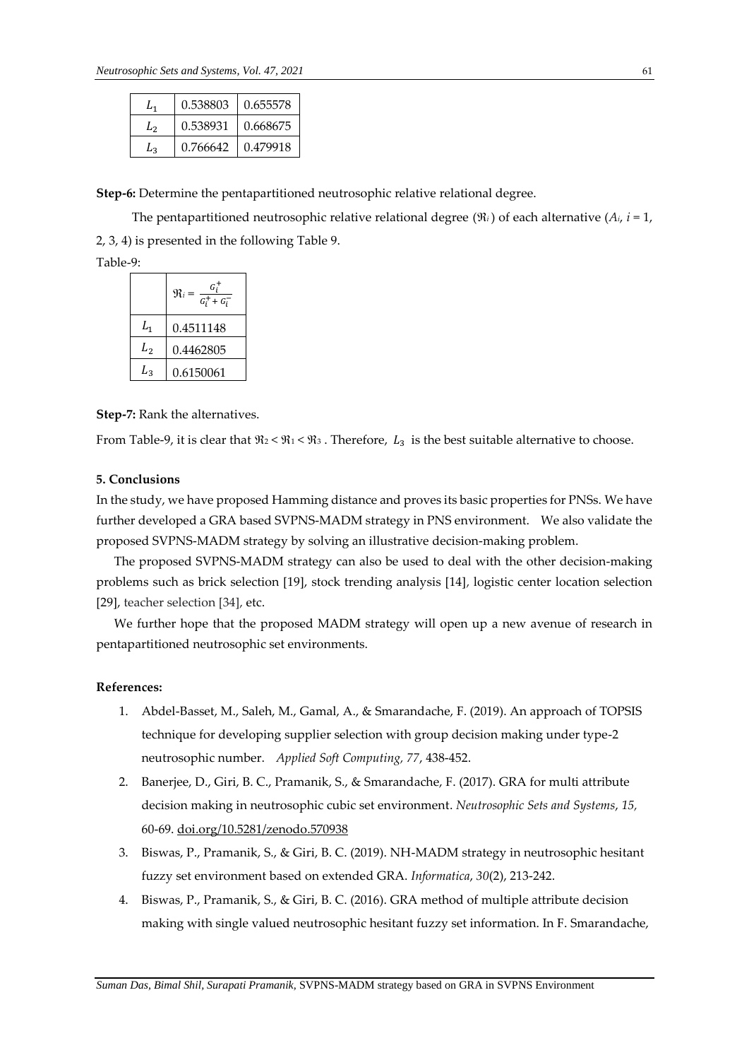| $L_1$ | 0.538803 | 0.655578 |
|---|---|---|
| $L_2$ | 0.538931 | 0.668675 |
| $L_3$ | 0.766642 | 0.479918 |

**Step-6:** Determine the pentapartitioned neutrosophic relative relational degree.

The pentapartitioned neutrosophic relative relational degree ($\Re_i$) of each alternative ($A_i$, $i = 1, 2, 3, 4$) is presented in the following Table 9.

Table-9:

| | $\Re_i = \frac{G_i^+}{G_i^+ + G_i^-}$ |
|---|---|
| $L_1$ | 0.4511148 |
| $L_2$ | 0.4462805 |
| $L_3$ | 0.6150061 |

**Step-7:** Rank the alternatives.

From Table-9, it is clear that $\Re_2 < \Re_1 < \Re_3$ . Therefore, $L_3$ is the best suitable alternative to choose.

### 5. Conclusions

In the study, we have proposed Hamming distance and proves its basic properties for PNSs. We have further developed a GRA based SVPNS-MADM strategy in PNS environment. We also validate the proposed SVPNS-MADM strategy by solving an illustrative decision-making problem.

The proposed SVPNS-MADM strategy can also be used to deal with the other decision-making problems such as brick selection [19], stock trending analysis [14], logistic center location selection [29], teacher selection [34], etc.

We further hope that the proposed MADM strategy will open up a new avenue of research in pentapartitioned neutrosophic set environments.

### References:

1. Abdel-Basset, M., Saleh, M., Gamal, A., & Smarandache, F. (2019). An approach of TOPSIS technique for developing supplier selection with group decision making under type-2 neutrosophic number. *Applied Soft Computing, 77*, 438-452.
2. Banerjee, D., Giri, B. C., Pramanik, S., & Smarandache, F. (2017). GRA for multi attribute decision making in neutrosophic cubic set environment. *Neutrosophic Sets and Systems*, *15,* 60-69. doi.org/10.5281/zenodo.570938
3. Biswas, P., Pramanik, S., & Giri, B. C. (2019). NH-MADM strategy in neutrosophic hesitant fuzzy set environment based on extended GRA. *Informatica*, *30*(2), 213-242.
4. Biswas, P., Pramanik, S., & Giri, B. C. (2016). GRA method of multiple attribute decision making with single valued neutrosophic hesitant fuzzy set information. In F. Smarandache,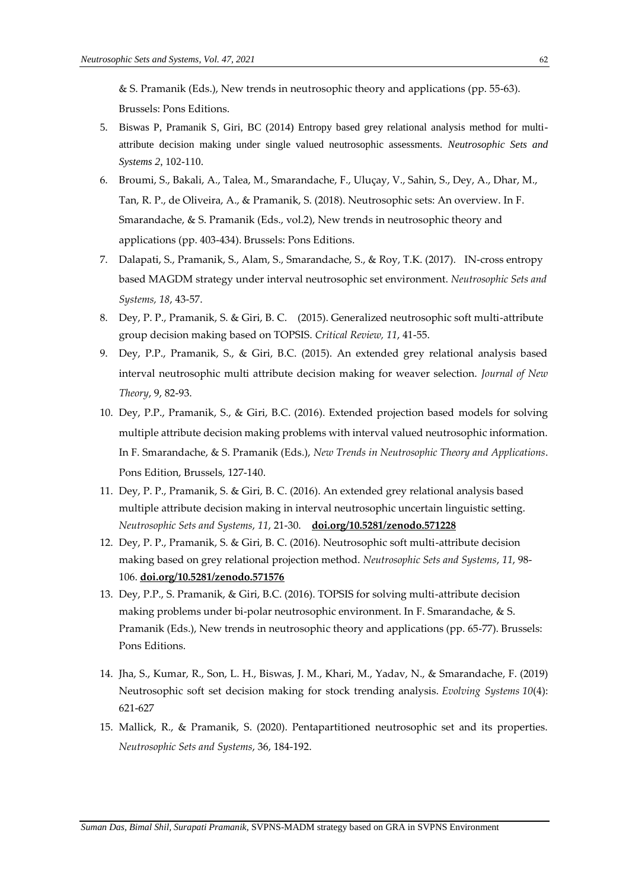& S. Pramanik (Eds.), New trends in neutrosophic theory and applications (pp. 55-63). Brussels: Pons Editions.

5. Biswas P, Pramanik S, Giri, BC (2014) Entropy based grey relational analysis method for multi-attribute decision making under single valued neutrosophic assessments. *Neutrosophic Sets and Systems 2*, 102-110.
6. Broumi, S., Bakali, A., Talea, M., Smarandache, F., Uluçay, V., Sahin, S., Dey, A., Dhar, M., Tan, R. P., de Oliveira, A., & Pramanik, S. (2018). Neutrosophic sets: An overview. In F. Smarandache, & S. Pramanik (Eds., vol.2), New trends in neutrosophic theory and applications (pp. 403-434). Brussels: Pons Editions.
7. Dalapati, S., Pramanik, S., Alam, S., Smarandache, S., & Roy, T.K. (2017). IN-cross entropy based MAGDM strategy under interval neutrosophic set environment. *Neutrosophic Sets and Systems, 18*, 43-57.
8. Dey, P. P., Pramanik, S. & Giri, B. C. (2015). Generalized neutrosophic soft multi-attribute group decision making based on TOPSIS. *Critical Review, 11*, 41-55.
9. Dey, P.P., Pramanik, S., & Giri, B.C. (2015). An extended grey relational analysis based interval neutrosophic multi attribute decision making for weaver selection. *Journal of New Theory*, 9, 82-93.
10. Dey, P.P., Pramanik, S., & Giri, B.C. (2016). Extended projection based models for solving multiple attribute decision making problems with interval valued neutrosophic information. In F. Smarandache, & S. Pramanik (Eds.), *New Trends in Neutrosophic Theory and Applications*. Pons Edition, Brussels, 127-140.
11. Dey, P. P., Pramanik, S. & Giri, B. C. (2016). An extended grey relational analysis based multiple attribute decision making in interval neutrosophic uncertain linguistic setting. *Neutrosophic Sets and Systems*, *11*, 21-30. **doi.org/10.5281/zenodo.571228**
12. Dey, P. P., Pramanik, S. & Giri, B. C. (2016). Neutrosophic soft multi-attribute decision making based on grey relational projection method. *Neutrosophic Sets and Systems*, *11*, 98-106. **doi.org/10.5281/zenodo.571576**
13. Dey, P.P., S. Pramanik, & Giri, B.C. (2016). TOPSIS for solving multi-attribute decision making problems under bi-polar neutrosophic environment. In F. Smarandache, & S. Pramanik (Eds.), New trends in neutrosophic theory and applications (pp. 65-77). Brussels: Pons Editions.
14. Jha, S., Kumar, R., Son, L. H., Biswas, J. M., Khari, M., Yadav, N., & Smarandache, F. (2019) Neutrosophic soft set decision making for stock trending analysis. *Evolving Systems 10*(4): 621-627
15. Mallick, R., & Pramanik, S. (2020). Pentapartitioned neutrosophic set and its properties. *Neutrosophic Sets and Systems*, 36, 184-192.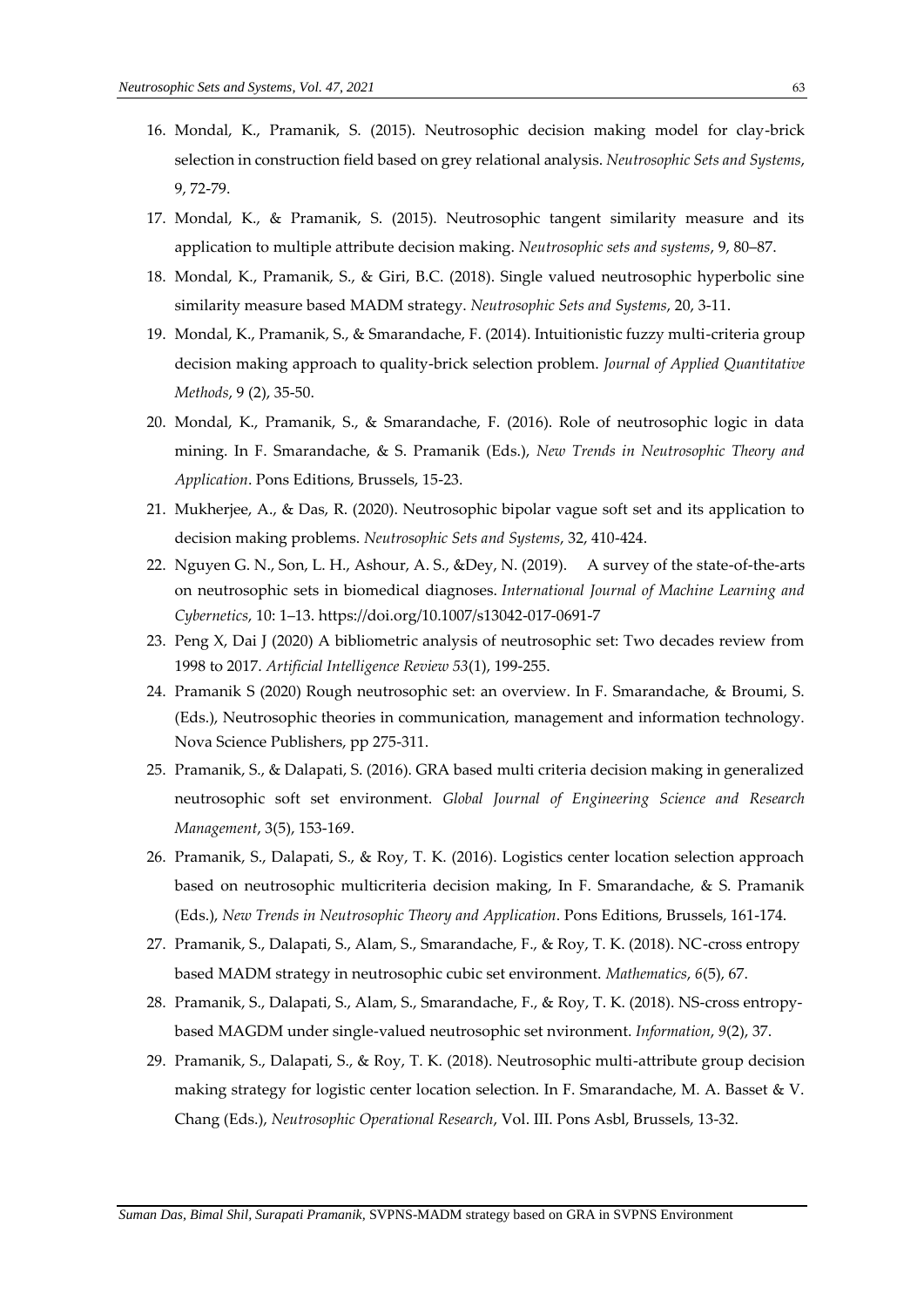16. Mondal, K., Pramanik, S. (2015). Neutrosophic decision making model for clay-brick selection in construction field based on grey relational analysis. *Neutrosophic Sets and Systems*, 9, 72-79.
17. Mondal, K., & Pramanik, S. (2015). Neutrosophic tangent similarity measure and its application to multiple attribute decision making. *Neutrosophic sets and systems*, 9, 80–87.
18. Mondal, K., Pramanik, S., & Giri, B.C. (2018). Single valued neutrosophic hyperbolic sine similarity measure based MADM strategy. *Neutrosophic Sets and Systems*, 20, 3-11.
19. Mondal, K., Pramanik, S., & Smarandache, F. (2014). Intuitionistic fuzzy multi-criteria group decision making approach to quality-brick selection problem. *Journal of Applied Quantitative Methods*, 9 (2), 35-50.
20. Mondal, K., Pramanik, S., & Smarandache, F. (2016). Role of neutrosophic logic in data mining. In F. Smarandache, & S. Pramanik (Eds.), *New Trends in Neutrosophic Theory and Application*. Pons Editions, Brussels, 15-23.
21. Mukherjee, A., & Das, R. (2020). Neutrosophic bipolar vague soft set and its application to decision making problems. *Neutrosophic Sets and Systems*, 32, 410-424.
22. Nguyen G. N., Son, L. H., Ashour, A. S., &Dey, N. (2019). A survey of the state-of-the-arts on neutrosophic sets in biomedical diagnoses. *International Journal of Machine Learning and Cybernetics*, 10: 1–13. https://doi.org/10.1007/s13042-017-0691-7
23. Peng X, Dai J (2020) A bibliometric analysis of neutrosophic set: Two decades review from 1998 to 2017. *Artificial Intelligence Review 53*(1), 199-255.
24. Pramanik S (2020) Rough neutrosophic set: an overview. In F. Smarandache, & Broumi, S. (Eds.), Neutrosophic theories in communication, management and information technology. Nova Science Publishers, pp 275-311.
25. Pramanik, S., & Dalapati, S. (2016). GRA based multi criteria decision making in generalized neutrosophic soft set environment. *Global Journal of Engineering Science and Research Management*, 3(5), 153-169.
26. Pramanik, S., Dalapati, S., & Roy, T. K. (2016). Logistics center location selection approach based on neutrosophic multicriteria decision making, In F. Smarandache, & S. Pramanik (Eds.), *New Trends in Neutrosophic Theory and Application*. Pons Editions, Brussels, 161-174.
27. Pramanik, S., Dalapati, S., Alam, S., Smarandache, F., & Roy, T. K. (2018). NC-cross entropy based MADM strategy in neutrosophic cubic set environment. *Mathematics*, *6*(5), 67.
28. Pramanik, S., Dalapati, S., Alam, S., Smarandache, F., & Roy, T. K. (2018). NS-cross entropy-based MAGDM under single-valued neutrosophic set nvironment. *Information, 9*(2), 37.
29. Pramanik, S., Dalapati, S., & Roy, T. K. (2018). Neutrosophic multi-attribute group decision making strategy for logistic center location selection. In F. Smarandache, M. A. Basset & V. Chang (Eds.), *Neutrosophic Operational Research*, Vol. III. Pons Asbl, Brussels, 13-32.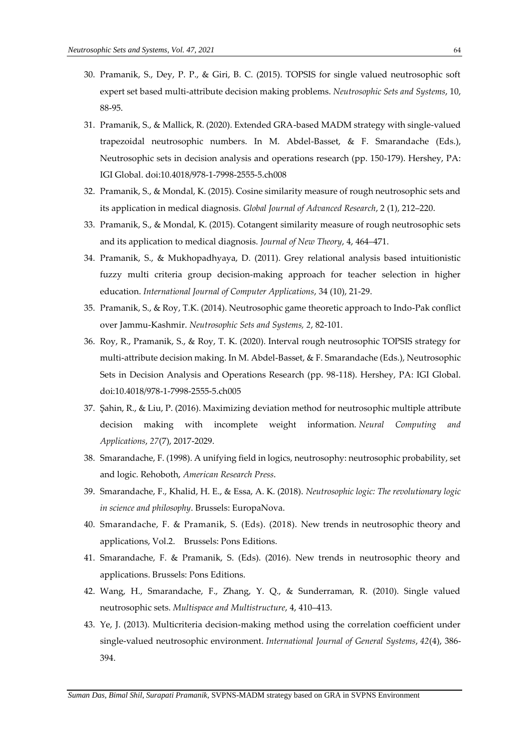30. Pramanik, S., Dey, P. P., & Giri, B. C. (2015). TOPSIS for single valued neutrosophic soft expert set based multi-attribute decision making problems. *Neutrosophic Sets and Systems*, 10, 88-95.
31. Pramanik, S., & Mallick, R. (2020). Extended GRA-based MADM strategy with single-valued trapezoidal neutrosophic numbers. In M. Abdel-Basset, & F. Smarandache (Eds.), Neutrosophic sets in decision analysis and operations research (pp. 150-179). Hershey, PA: IGI Global. doi:10.4018/978-1-7998-2555-5.ch008
32. Pramanik, S., & Mondal, K. (2015). Cosine similarity measure of rough neutrosophic sets and its application in medical diagnosis. *Global Journal of Advanced Research*, 2 (1), 212–220.
33. Pramanik, S., & Mondal, K. (2015). Cotangent similarity measure of rough neutrosophic sets and its application to medical diagnosis. *Journal of New Theory*, 4, 464–471.
34. Pramanik, S., & Mukhopadhyaya, D. (2011). Grey relational analysis based intuitionistic fuzzy multi criteria group decision-making approach for teacher selection in higher education. *International Journal of Computer Applications*, 34 (10), 21-29.
35. Pramanik, S., & Roy, T.K. (2014). Neutrosophic game theoretic approach to Indo-Pak conflict over Jammu-Kashmir. *Neutrosophic Sets and Systems, 2*, 82-101.
36. Roy, R., Pramanik, S., & Roy, T. K. (2020). Interval rough neutrosophic TOPSIS strategy for multi-attribute decision making. In M. Abdel-Basset, & F. Smarandache (Eds.), Neutrosophic Sets in Decision Analysis and Operations Research (pp. 98-118). Hershey, PA: IGI Global. doi:10.4018/978-1-7998-2555-5.ch005
37. Şahin, R., & Liu, P. (2016). Maximizing deviation method for neutrosophic multiple attribute decision making with incomplete weight information. *Neural Computing and Applications*, *27*(7), 2017-2029.
38. Smarandache, F. (1998). A unifying field in logics, neutrosophy: neutrosophic probability, set and logic. Rehoboth, *American Research Press*.
39. Smarandache, F., Khalid, H. E., & Essa, A. K. (2018). *Neutrosophic logic: The revolutionary logic in science and philosophy*. Brussels: EuropaNova.
40. Smarandache, F. & Pramanik, S. (Eds). (2018). New trends in neutrosophic theory and applications, Vol.2. Brussels: Pons Editions.
41. Smarandache, F. & Pramanik, S. (Eds). (2016). New trends in neutrosophic theory and applications. Brussels: Pons Editions.
42. Wang, H., Smarandache, F., Zhang, Y. Q., & Sunderraman, R. (2010). Single valued neutrosophic sets. *Multispace and Multistructure*, 4, 410–413.
43. Ye, J. (2013). Multicriteria decision-making method using the correlation coefficient under single-valued neutrosophic environment. *International Journal of General Systems*, *42*(4), 386-394.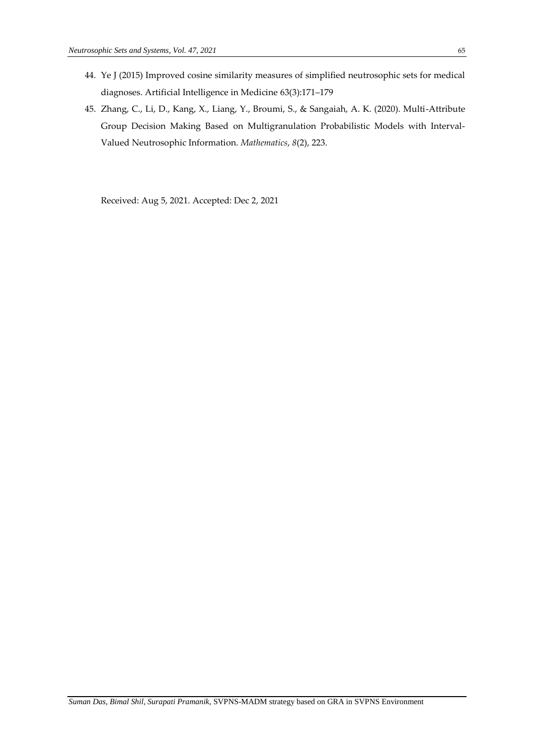44. Ye J (2015) Improved cosine similarity measures of simplified neutrosophic sets for medical diagnoses. Artificial Intelligence in Medicine 63(3):171–179
45. Zhang, C., Li, D., Kang, X., Liang, Y., Broumi, S., & Sangaiah, A. K. (2020). Multi-Attribute Group Decision Making Based on Multigranulation Probabilistic Models with Interval-Valued Neutrosophic Information. *Mathematics*, *8*(2), 223.

Received: Aug 5, 2021. Accepted: Dec 2, 2021